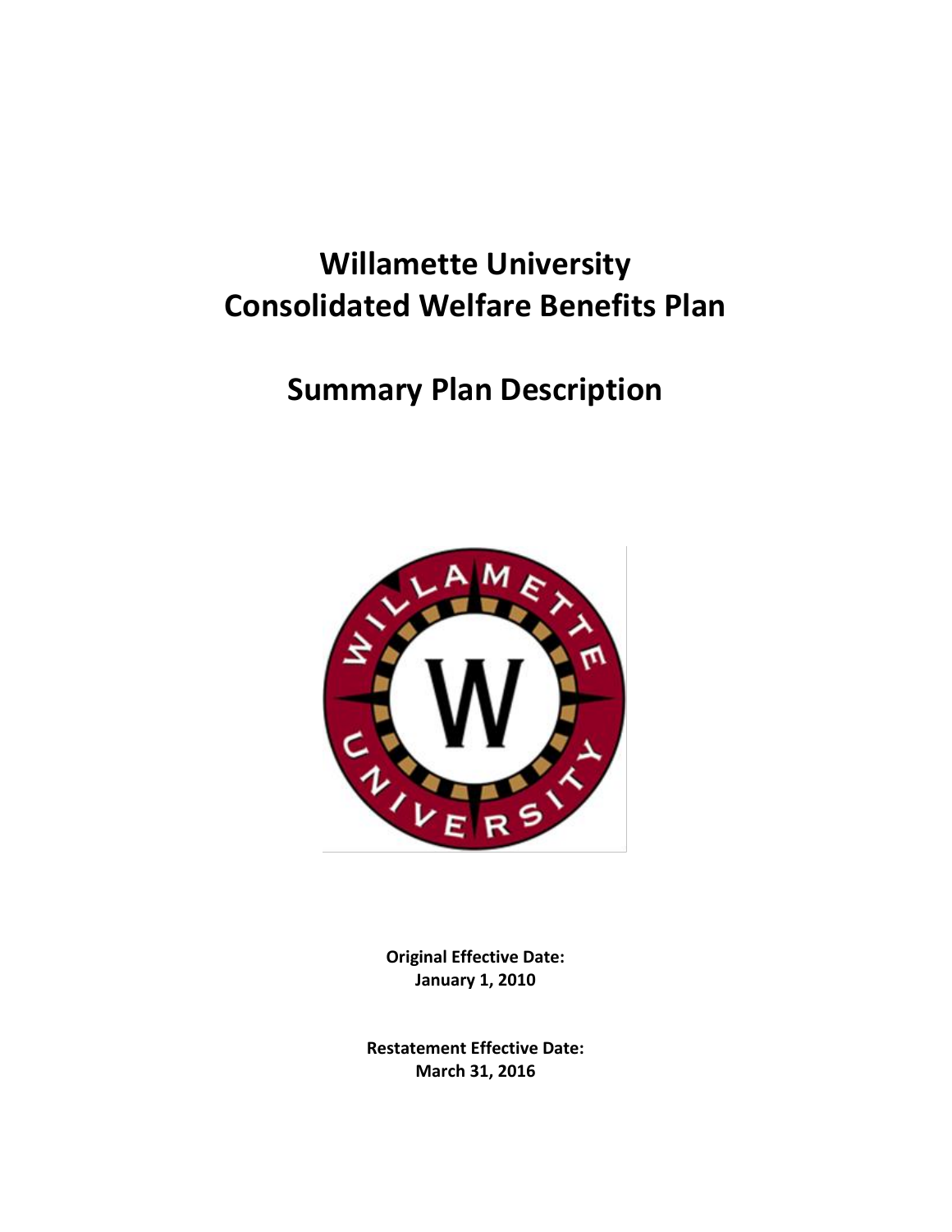# Willamette University
# Consolidated Welfare Benefits Plan

# Summary Plan Description

**Original Effective Date:**
**January 1, 2010**

**Restatement Effective Date:**
**March 31, 2016**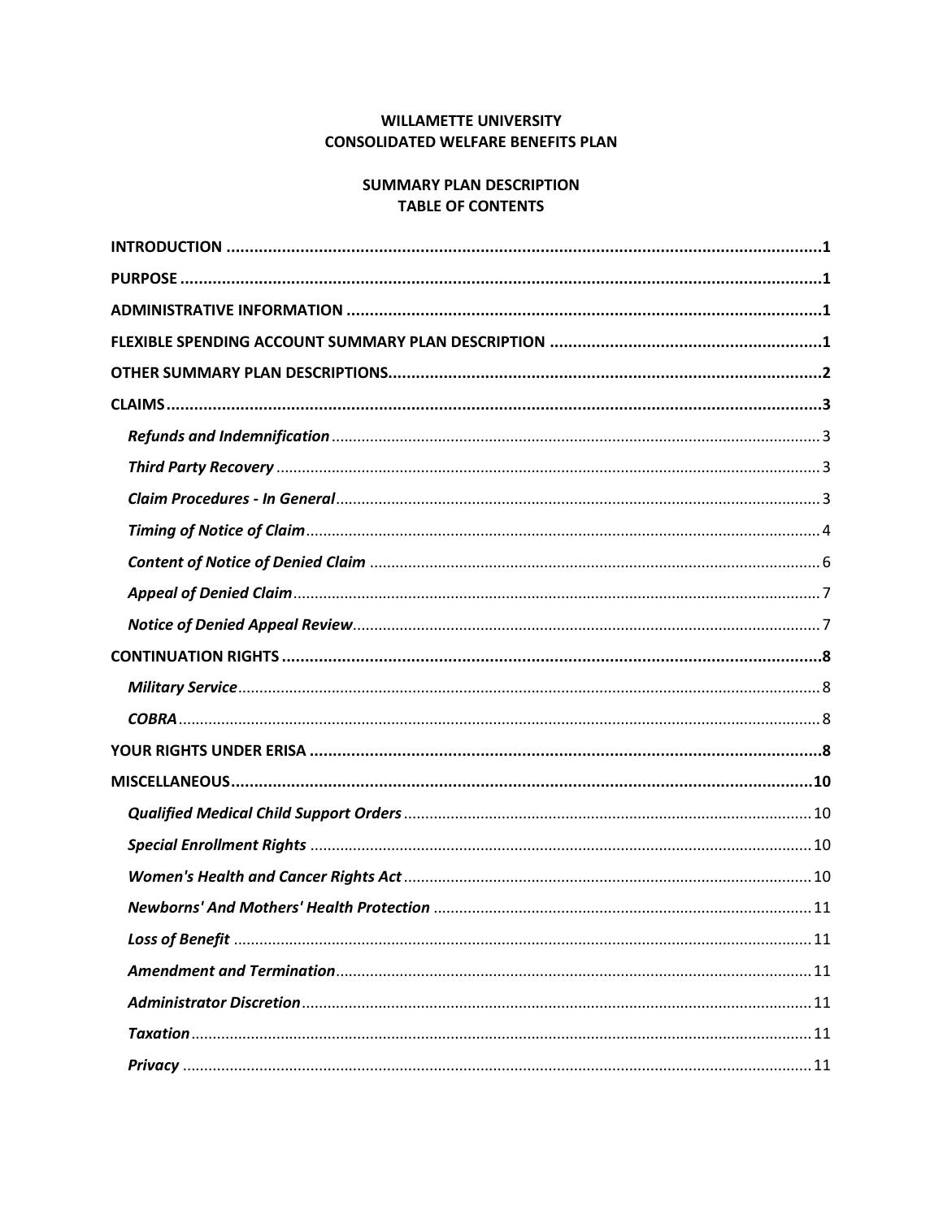**WILLAMETTE UNIVERSITY**
**CONSOLIDATED WELFARE BENEFITS PLAN**

**SUMMARY PLAN DESCRIPTION**
**TABLE OF CONTENTS**

**INTRODUCTION** ..... **1**

**PURPOSE** ..... **1**

**ADMINISTRATIVE INFORMATION** ..... **1**

**FLEXIBLE SPENDING ACCOUNT SUMMARY PLAN DESCRIPTION** ..... **1**

**OTHER SUMMARY PLAN DESCRIPTIONS** ..... **2**

**CLAIMS** ..... **3**

- ***Refunds and Indemnification*** ..... 3
- ***Third Party Recovery*** ..... 3
- ***Claim Procedures - In General*** ..... 3
- ***Timing of Notice of Claim*** ..... 4
- ***Content of Notice of Denied Claim*** ..... 6
- ***Appeal of Denied Claim*** ..... 7
- ***Notice of Denied Appeal Review*** ..... 7

**CONTINUATION RIGHTS** ..... **8**

- ***Military Service*** ..... 8
- ***COBRA*** ..... 8

**YOUR RIGHTS UNDER ERISA** ..... **8**

**MISCELLANEOUS** ..... **10**

- ***Qualified Medical Child Support Orders*** ..... 10
- ***Special Enrollment Rights*** ..... 10
- ***Women's Health and Cancer Rights Act*** ..... 10
- ***Newborns' And Mothers' Health Protection*** ..... 11
- ***Loss of Benefit*** ..... 11
- ***Amendment and Termination*** ..... 11
- ***Administrator Discretion*** ..... 11
- ***Taxation*** ..... 11
- ***Privacy*** ..... 11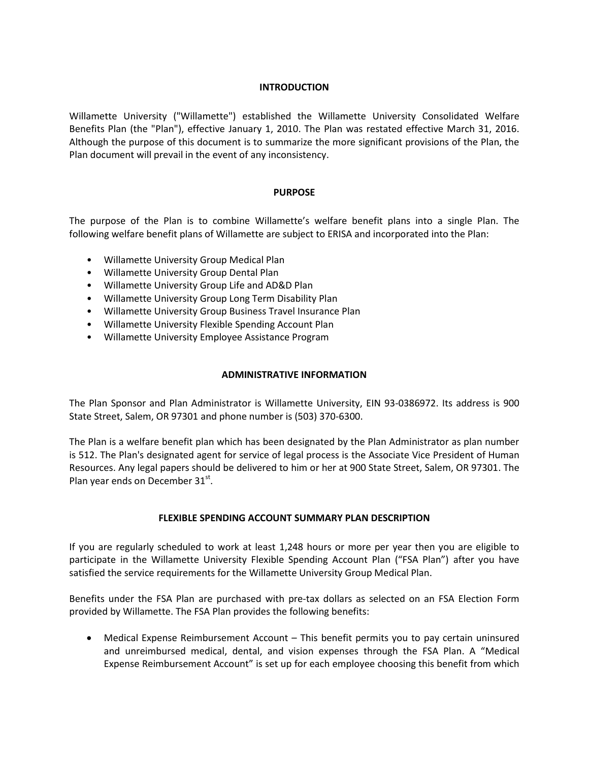## INTRODUCTION

Willamette University ("Willamette") established the Willamette University Consolidated Welfare Benefits Plan (the "Plan"), effective January 1, 2010. The Plan was restated effective March 31, 2016. Although the purpose of this document is to summarize the more significant provisions of the Plan, the Plan document will prevail in the event of any inconsistency.

## PURPOSE

The purpose of the Plan is to combine Willamette's welfare benefit plans into a single Plan. The following welfare benefit plans of Willamette are subject to ERISA and incorporated into the Plan:

- Willamette University Group Medical Plan
- Willamette University Group Dental Plan
- Willamette University Group Life and AD&D Plan
- Willamette University Group Long Term Disability Plan
- Willamette University Group Business Travel Insurance Plan
- Willamette University Flexible Spending Account Plan
- Willamette University Employee Assistance Program

## ADMINISTRATIVE INFORMATION

The Plan Sponsor and Plan Administrator is Willamette University, EIN 93-0386972. Its address is 900 State Street, Salem, OR 97301 and phone number is (503) 370-6300.

The Plan is a welfare benefit plan which has been designated by the Plan Administrator as plan number is 512. The Plan's designated agent for service of legal process is the Associate Vice President of Human Resources. Any legal papers should be delivered to him or her at 900 State Street, Salem, OR 97301. The Plan year ends on December 31st.

## FLEXIBLE SPENDING ACCOUNT SUMMARY PLAN DESCRIPTION

If you are regularly scheduled to work at least 1,248 hours or more per year then you are eligible to participate in the Willamette University Flexible Spending Account Plan ("FSA Plan") after you have satisfied the service requirements for the Willamette University Group Medical Plan.

Benefits under the FSA Plan are purchased with pre-tax dollars as selected on an FSA Election Form provided by Willamette. The FSA Plan provides the following benefits:

- Medical Expense Reimbursement Account – This benefit permits you to pay certain uninsured and unreimbursed medical, dental, and vision expenses through the FSA Plan. A "Medical Expense Reimbursement Account" is set up for each employee choosing this benefit from which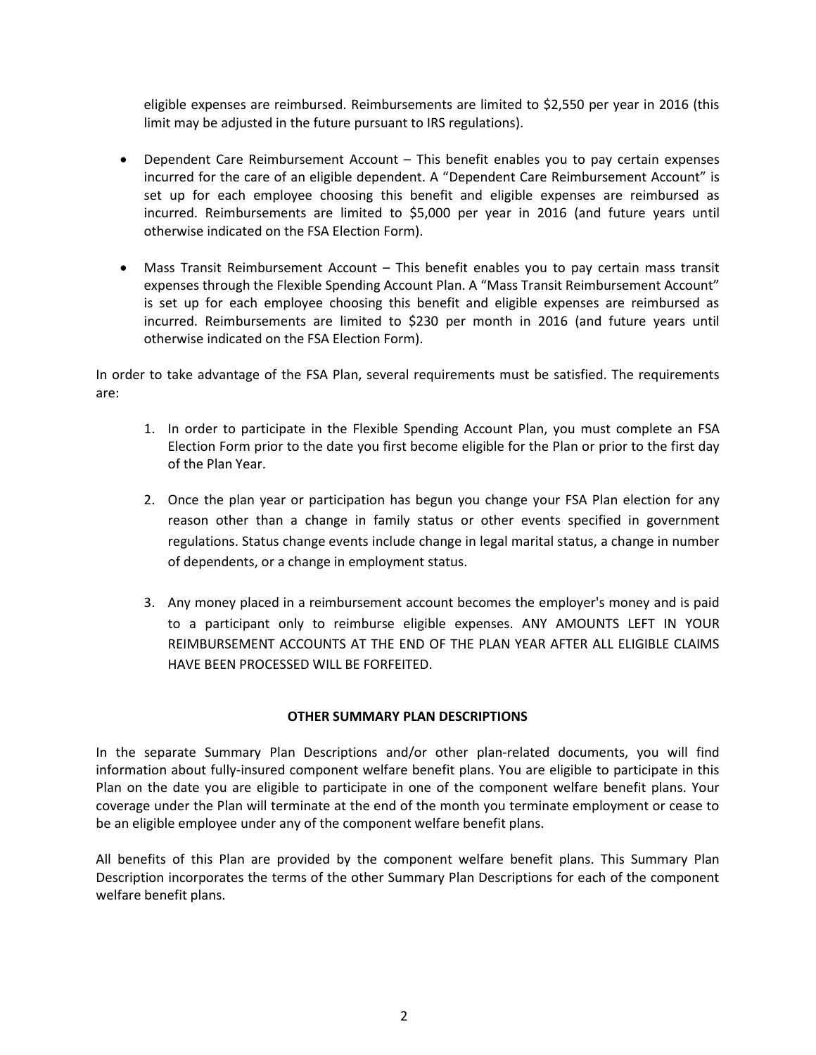eligible expenses are reimbursed. Reimbursements are limited to $2,550 per year in 2016 (this limit may be adjusted in the future pursuant to IRS regulations).

- Dependent Care Reimbursement Account – This benefit enables you to pay certain expenses incurred for the care of an eligible dependent. A "Dependent Care Reimbursement Account" is set up for each employee choosing this benefit and eligible expenses are reimbursed as incurred. Reimbursements are limited to $5,000 per year in 2016 (and future years until otherwise indicated on the FSA Election Form).

- Mass Transit Reimbursement Account – This benefit enables you to pay certain mass transit expenses through the Flexible Spending Account Plan. A "Mass Transit Reimbursement Account" is set up for each employee choosing this benefit and eligible expenses are reimbursed as incurred. Reimbursements are limited to $230 per month in 2016 (and future years until otherwise indicated on the FSA Election Form).

In order to take advantage of the FSA Plan, several requirements must be satisfied. The requirements are:

1. In order to participate in the Flexible Spending Account Plan, you must complete an FSA Election Form prior to the date you first become eligible for the Plan or prior to the first day of the Plan Year.

2. Once the plan year or participation has begun you change your FSA Plan election for any reason other than a change in family status or other events specified in government regulations. Status change events include change in legal marital status, a change in number of dependents, or a change in employment status.

3. Any money placed in a reimbursement account becomes the employer's money and is paid to a participant only to reimburse eligible expenses. ANY AMOUNTS LEFT IN YOUR REIMBURSEMENT ACCOUNTS AT THE END OF THE PLAN YEAR AFTER ALL ELIGIBLE CLAIMS HAVE BEEN PROCESSED WILL BE FORFEITED.

**OTHER SUMMARY PLAN DESCRIPTIONS**

In the separate Summary Plan Descriptions and/or other plan-related documents, you will find information about fully-insured component welfare benefit plans. You are eligible to participate in this Plan on the date you are eligible to participate in one of the component welfare benefit plans. Your coverage under the Plan will terminate at the end of the month you terminate employment or cease to be an eligible employee under any of the component welfare benefit plans.

All benefits of this Plan are provided by the component welfare benefit plans. This Summary Plan Description incorporates the terms of the other Summary Plan Descriptions for each of the component welfare benefit plans.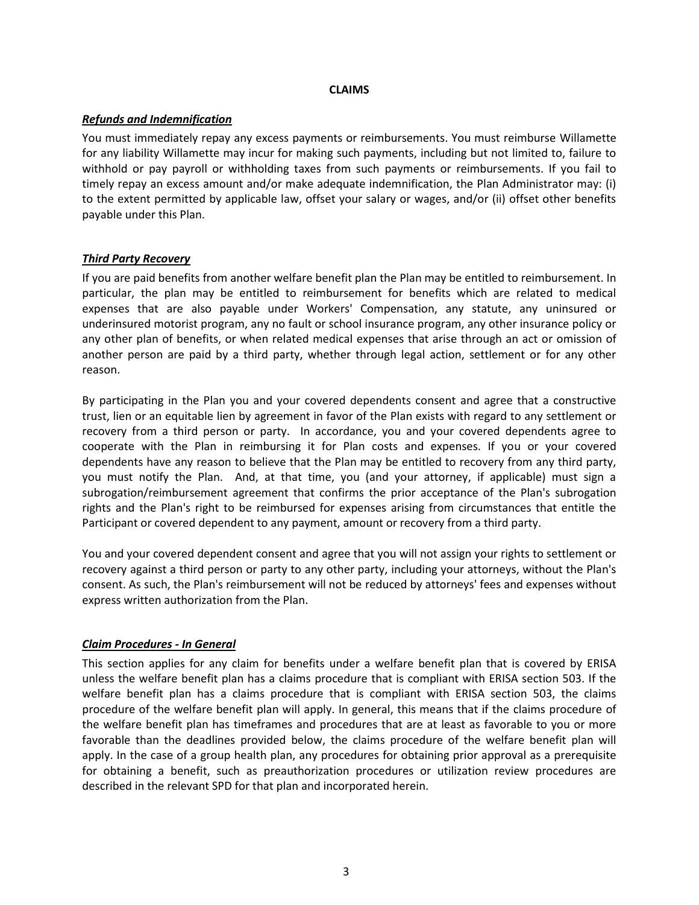## CLAIMS

### ***Refunds and Indemnification***

You must immediately repay any excess payments or reimbursements. You must reimburse Willamette for any liability Willamette may incur for making such payments, including but not limited to, failure to withhold or pay payroll or withholding taxes from such payments or reimbursements. If you fail to timely repay an excess amount and/or make adequate indemnification, the Plan Administrator may: (i) to the extent permitted by applicable law, offset your salary or wages, and/or (ii) offset other benefits payable under this Plan.

### ***Third Party Recovery***

If you are paid benefits from another welfare benefit plan the Plan may be entitled to reimbursement. In particular, the plan may be entitled to reimbursement for benefits which are related to medical expenses that are also payable under Workers' Compensation, any statute, any uninsured or underinsured motorist program, any no fault or school insurance program, any other insurance policy or any other plan of benefits, or when related medical expenses that arise through an act or omission of another person are paid by a third party, whether through legal action, settlement or for any other reason.

By participating in the Plan you and your covered dependents consent and agree that a constructive trust, lien or an equitable lien by agreement in favor of the Plan exists with regard to any settlement or recovery from a third person or party. In accordance, you and your covered dependents agree to cooperate with the Plan in reimbursing it for Plan costs and expenses. If you or your covered dependents have any reason to believe that the Plan may be entitled to recovery from any third party, you must notify the Plan. And, at that time, you (and your attorney, if applicable) must sign a subrogation/reimbursement agreement that confirms the prior acceptance of the Plan's subrogation rights and the Plan's right to be reimbursed for expenses arising from circumstances that entitle the Participant or covered dependent to any payment, amount or recovery from a third party.

You and your covered dependent consent and agree that you will not assign your rights to settlement or recovery against a third person or party to any other party, including your attorneys, without the Plan's consent. As such, the Plan's reimbursement will not be reduced by attorneys' fees and expenses without express written authorization from the Plan.

### ***Claim Procedures - In General***

This section applies for any claim for benefits under a welfare benefit plan that is covered by ERISA unless the welfare benefit plan has a claims procedure that is compliant with ERISA section 503. If the welfare benefit plan has a claims procedure that is compliant with ERISA section 503, the claims procedure of the welfare benefit plan will apply. In general, this means that if the claims procedure of the welfare benefit plan has timeframes and procedures that are at least as favorable to you or more favorable than the deadlines provided below, the claims procedure of the welfare benefit plan will apply. In the case of a group health plan, any procedures for obtaining prior approval as a prerequisite for obtaining a benefit, such as preauthorization procedures or utilization review procedures are described in the relevant SPD for that plan and incorporated herein.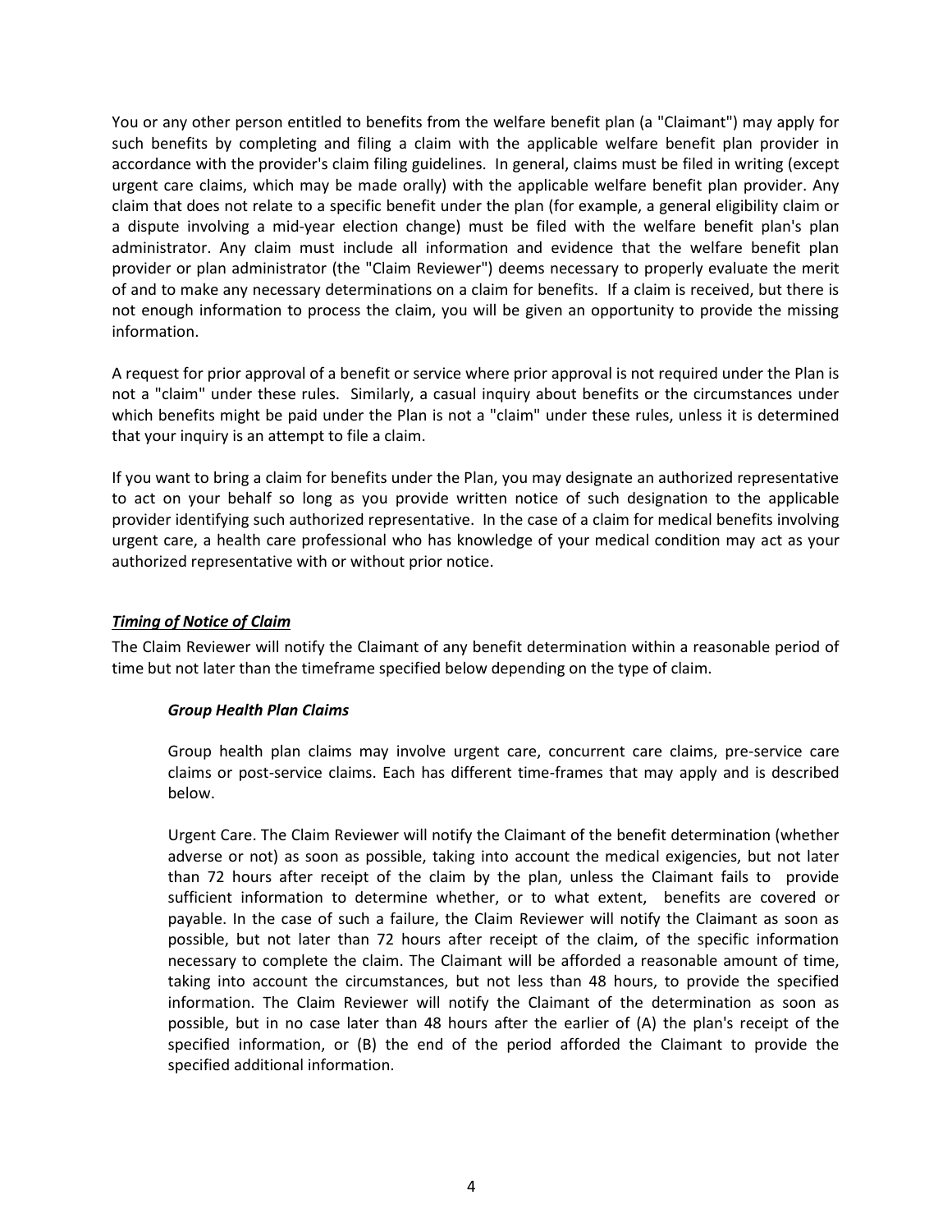You or any other person entitled to benefits from the welfare benefit plan (a "Claimant") may apply for such benefits by completing and filing a claim with the applicable welfare benefit plan provider in accordance with the provider's claim filing guidelines. In general, claims must be filed in writing (except urgent care claims, which may be made orally) with the applicable welfare benefit plan provider. Any claim that does not relate to a specific benefit under the plan (for example, a general eligibility claim or a dispute involving a mid-year election change) must be filed with the welfare benefit plan's plan administrator. Any claim must include all information and evidence that the welfare benefit plan provider or plan administrator (the "Claim Reviewer") deems necessary to properly evaluate the merit of and to make any necessary determinations on a claim for benefits. If a claim is received, but there is not enough information to process the claim, you will be given an opportunity to provide the missing information.

A request for prior approval of a benefit or service where prior approval is not required under the Plan is not a "claim" under these rules. Similarly, a casual inquiry about benefits or the circumstances under which benefits might be paid under the Plan is not a "claim" under these rules, unless it is determined that your inquiry is an attempt to file a claim.

If you want to bring a claim for benefits under the Plan, you may designate an authorized representative to act on your behalf so long as you provide written notice of such designation to the applicable provider identifying such authorized representative. In the case of a claim for medical benefits involving urgent care, a health care professional who has knowledge of your medical condition may act as your authorized representative with or without prior notice.

### ***Timing of Notice of Claim***

The Claim Reviewer will notify the Claimant of any benefit determination within a reasonable period of time but not later than the timeframe specified below depending on the type of claim.

#### ***Group Health Plan Claims***

Group health plan claims may involve urgent care, concurrent care claims, pre-service care claims or post-service claims. Each has different time-frames that may apply and is described below.

Urgent Care. The Claim Reviewer will notify the Claimant of the benefit determination (whether adverse or not) as soon as possible, taking into account the medical exigencies, but not later than 72 hours after receipt of the claim by the plan, unless the Claimant fails to provide sufficient information to determine whether, or to what extent, benefits are covered or payable. In the case of such a failure, the Claim Reviewer will notify the Claimant as soon as possible, but not later than 72 hours after receipt of the claim, of the specific information necessary to complete the claim. The Claimant will be afforded a reasonable amount of time, taking into account the circumstances, but not less than 48 hours, to provide the specified information. The Claim Reviewer will notify the Claimant of the determination as soon as possible, but in no case later than 48 hours after the earlier of (A) the plan's receipt of the specified information, or (B) the end of the period afforded the Claimant to provide the specified additional information.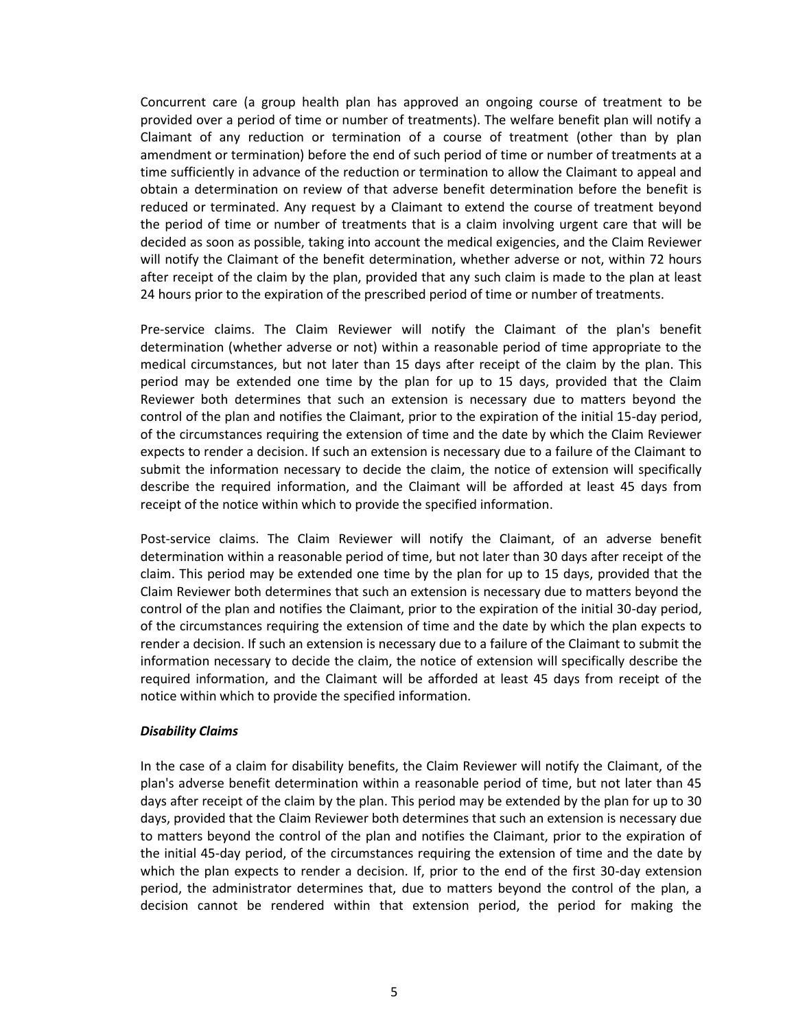Concurrent care (a group health plan has approved an ongoing course of treatment to be provided over a period of time or number of treatments). The welfare benefit plan will notify a Claimant of any reduction or termination of a course of treatment (other than by plan amendment or termination) before the end of such period of time or number of treatments at a time sufficiently in advance of the reduction or termination to allow the Claimant to appeal and obtain a determination on review of that adverse benefit determination before the benefit is reduced or terminated. Any request by a Claimant to extend the course of treatment beyond the period of time or number of treatments that is a claim involving urgent care that will be decided as soon as possible, taking into account the medical exigencies, and the Claim Reviewer will notify the Claimant of the benefit determination, whether adverse or not, within 72 hours after receipt of the claim by the plan, provided that any such claim is made to the plan at least 24 hours prior to the expiration of the prescribed period of time or number of treatments.

Pre-service claims. The Claim Reviewer will notify the Claimant of the plan's benefit determination (whether adverse or not) within a reasonable period of time appropriate to the medical circumstances, but not later than 15 days after receipt of the claim by the plan. This period may be extended one time by the plan for up to 15 days, provided that the Claim Reviewer both determines that such an extension is necessary due to matters beyond the control of the plan and notifies the Claimant, prior to the expiration of the initial 15-day period, of the circumstances requiring the extension of time and the date by which the Claim Reviewer expects to render a decision. If such an extension is necessary due to a failure of the Claimant to submit the information necessary to decide the claim, the notice of extension will specifically describe the required information, and the Claimant will be afforded at least 45 days from receipt of the notice within which to provide the specified information.

Post-service claims. The Claim Reviewer will notify the Claimant, of an adverse benefit determination within a reasonable period of time, but not later than 30 days after receipt of the claim. This period may be extended one time by the plan for up to 15 days, provided that the Claim Reviewer both determines that such an extension is necessary due to matters beyond the control of the plan and notifies the Claimant, prior to the expiration of the initial 30-day period, of the circumstances requiring the extension of time and the date by which the plan expects to render a decision. If such an extension is necessary due to a failure of the Claimant to submit the information necessary to decide the claim, the notice of extension will specifically describe the required information, and the Claimant will be afforded at least 45 days from receipt of the notice within which to provide the specified information.

***Disability Claims***

In the case of a claim for disability benefits, the Claim Reviewer will notify the Claimant, of the plan's adverse benefit determination within a reasonable period of time, but not later than 45 days after receipt of the claim by the plan. This period may be extended by the plan for up to 30 days, provided that the Claim Reviewer both determines that such an extension is necessary due to matters beyond the control of the plan and notifies the Claimant, prior to the expiration of the initial 45-day period, of the circumstances requiring the extension of time and the date by which the plan expects to render a decision. If, prior to the end of the first 30-day extension period, the administrator determines that, due to matters beyond the control of the plan, a decision cannot be rendered within that extension period, the period for making the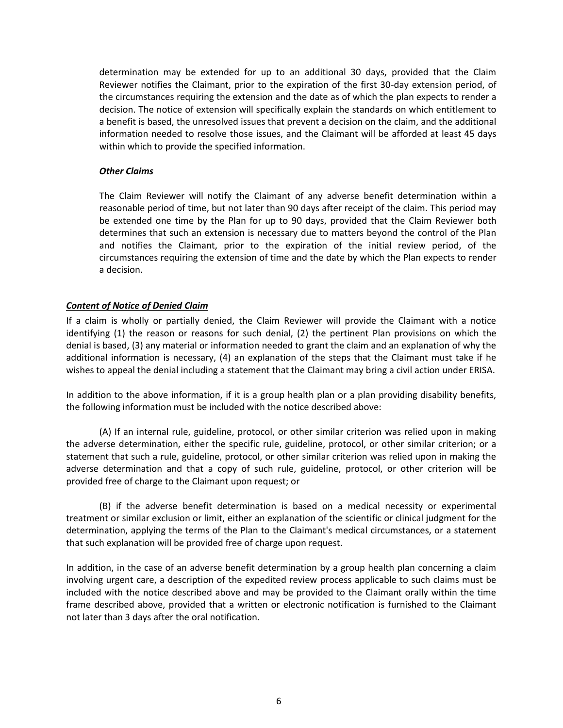determination may be extended for up to an additional 30 days, provided that the Claim Reviewer notifies the Claimant, prior to the expiration of the first 30-day extension period, of the circumstances requiring the extension and the date as of which the plan expects to render a decision. The notice of extension will specifically explain the standards on which entitlement to a benefit is based, the unresolved issues that prevent a decision on the claim, and the additional information needed to resolve those issues, and the Claimant will be afforded at least 45 days within which to provide the specified information.

***Other Claims***

The Claim Reviewer will notify the Claimant of any adverse benefit determination within a reasonable period of time, but not later than 90 days after receipt of the claim. This period may be extended one time by the Plan for up to 90 days, provided that the Claim Reviewer both determines that such an extension is necessary due to matters beyond the control of the Plan and notifies the Claimant, prior to the expiration of the initial review period, of the circumstances requiring the extension of time and the date by which the Plan expects to render a decision.

***<u>Content of Notice of Denied Claim</u>***

If a claim is wholly or partially denied, the Claim Reviewer will provide the Claimant with a notice identifying (1) the reason or reasons for such denial, (2) the pertinent Plan provisions on which the denial is based, (3) any material or information needed to grant the claim and an explanation of why the additional information is necessary, (4) an explanation of the steps that the Claimant must take if he wishes to appeal the denial including a statement that the Claimant may bring a civil action under ERISA.

In addition to the above information, if it is a group health plan or a plan providing disability benefits, the following information must be included with the notice described above:

(A) If an internal rule, guideline, protocol, or other similar criterion was relied upon in making the adverse determination, either the specific rule, guideline, protocol, or other similar criterion; or a statement that such a rule, guideline, protocol, or other similar criterion was relied upon in making the adverse determination and that a copy of such rule, guideline, protocol, or other criterion will be provided free of charge to the Claimant upon request; or

(B) if the adverse benefit determination is based on a medical necessity or experimental treatment or similar exclusion or limit, either an explanation of the scientific or clinical judgment for the determination, applying the terms of the Plan to the Claimant's medical circumstances, or a statement that such explanation will be provided free of charge upon request.

In addition, in the case of an adverse benefit determination by a group health plan concerning a claim involving urgent care, a description of the expedited review process applicable to such claims must be included with the notice described above and may be provided to the Claimant orally within the time frame described above, provided that a written or electronic notification is furnished to the Claimant not later than 3 days after the oral notification.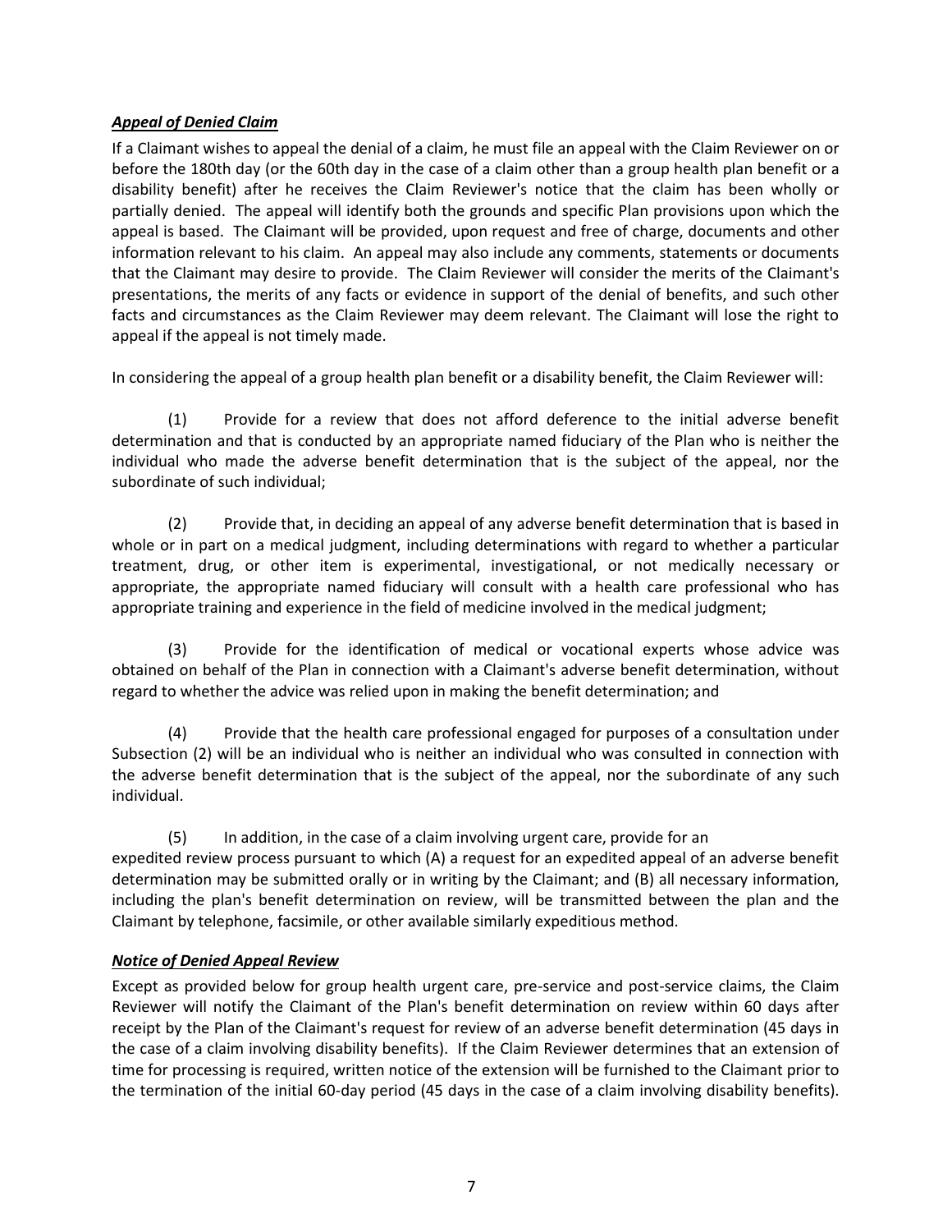***Appeal of Denied Claim***

If a Claimant wishes to appeal the denial of a claim, he must file an appeal with the Claim Reviewer on or before the 180th day (or the 60th day in the case of a claim other than a group health plan benefit or a disability benefit) after he receives the Claim Reviewer's notice that the claim has been wholly or partially denied. The appeal will identify both the grounds and specific Plan provisions upon which the appeal is based. The Claimant will be provided, upon request and free of charge, documents and other information relevant to his claim. An appeal may also include any comments, statements or documents that the Claimant may desire to provide. The Claim Reviewer will consider the merits of the Claimant's presentations, the merits of any facts or evidence in support of the denial of benefits, and such other facts and circumstances as the Claim Reviewer may deem relevant. The Claimant will lose the right to appeal if the appeal is not timely made.

In considering the appeal of a group health plan benefit or a disability benefit, the Claim Reviewer will:

(1) Provide for a review that does not afford deference to the initial adverse benefit determination and that is conducted by an appropriate named fiduciary of the Plan who is neither the individual who made the adverse benefit determination that is the subject of the appeal, nor the subordinate of such individual;

(2) Provide that, in deciding an appeal of any adverse benefit determination that is based in whole or in part on a medical judgment, including determinations with regard to whether a particular treatment, drug, or other item is experimental, investigational, or not medically necessary or appropriate, the appropriate named fiduciary will consult with a health care professional who has appropriate training and experience in the field of medicine involved in the medical judgment;

(3) Provide for the identification of medical or vocational experts whose advice was obtained on behalf of the Plan in connection with a Claimant's adverse benefit determination, without regard to whether the advice was relied upon in making the benefit determination; and

(4) Provide that the health care professional engaged for purposes of a consultation under Subsection (2) will be an individual who is neither an individual who was consulted in connection with the adverse benefit determination that is the subject of the appeal, nor the subordinate of any such individual.

(5) In addition, in the case of a claim involving urgent care, provide for an expedited review process pursuant to which (A) a request for an expedited appeal of an adverse benefit determination may be submitted orally or in writing by the Claimant; and (B) all necessary information, including the plan's benefit determination on review, will be transmitted between the plan and the Claimant by telephone, facsimile, or other available similarly expeditious method.

***Notice of Denied Appeal Review***

Except as provided below for group health urgent care, pre-service and post-service claims, the Claim Reviewer will notify the Claimant of the Plan's benefit determination on review within 60 days after receipt by the Plan of the Claimant's request for review of an adverse benefit determination (45 days in the case of a claim involving disability benefits). If the Claim Reviewer determines that an extension of time for processing is required, written notice of the extension will be furnished to the Claimant prior to the termination of the initial 60-day period (45 days in the case of a claim involving disability benefits).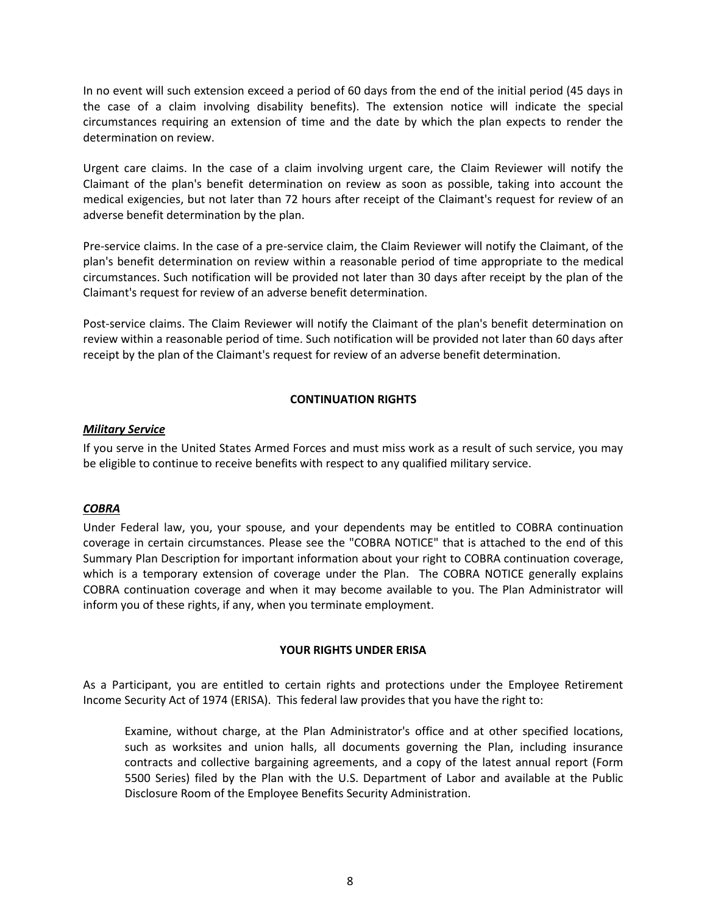In no event will such extension exceed a period of 60 days from the end of the initial period (45 days in the case of a claim involving disability benefits). The extension notice will indicate the special circumstances requiring an extension of time and the date by which the plan expects to render the determination on review.

Urgent care claims. In the case of a claim involving urgent care, the Claim Reviewer will notify the Claimant of the plan's benefit determination on review as soon as possible, taking into account the medical exigencies, but not later than 72 hours after receipt of the Claimant's request for review of an adverse benefit determination by the plan.

Pre-service claims. In the case of a pre-service claim, the Claim Reviewer will notify the Claimant, of the plan's benefit determination on review within a reasonable period of time appropriate to the medical circumstances. Such notification will be provided not later than 30 days after receipt by the plan of the Claimant's request for review of an adverse benefit determination.

Post-service claims. The Claim Reviewer will notify the Claimant of the plan's benefit determination on review within a reasonable period of time. Such notification will be provided not later than 60 days after receipt by the plan of the Claimant's request for review of an adverse benefit determination.

## CONTINUATION RIGHTS

***Military Service***

If you serve in the United States Armed Forces and must miss work as a result of such service, you may be eligible to continue to receive benefits with respect to any qualified military service.

***COBRA***

Under Federal law, you, your spouse, and your dependents may be entitled to COBRA continuation coverage in certain circumstances. Please see the "COBRA NOTICE" that is attached to the end of this Summary Plan Description for important information about your right to COBRA continuation coverage, which is a temporary extension of coverage under the Plan. The COBRA NOTICE generally explains COBRA continuation coverage and when it may become available to you. The Plan Administrator will inform you of these rights, if any, when you terminate employment.

## YOUR RIGHTS UNDER ERISA

As a Participant, you are entitled to certain rights and protections under the Employee Retirement Income Security Act of 1974 (ERISA). This federal law provides that you have the right to:

> Examine, without charge, at the Plan Administrator's office and at other specified locations, such as worksites and union halls, all documents governing the Plan, including insurance contracts and collective bargaining agreements, and a copy of the latest annual report (Form 5500 Series) filed by the Plan with the U.S. Department of Labor and available at the Public Disclosure Room of the Employee Benefits Security Administration.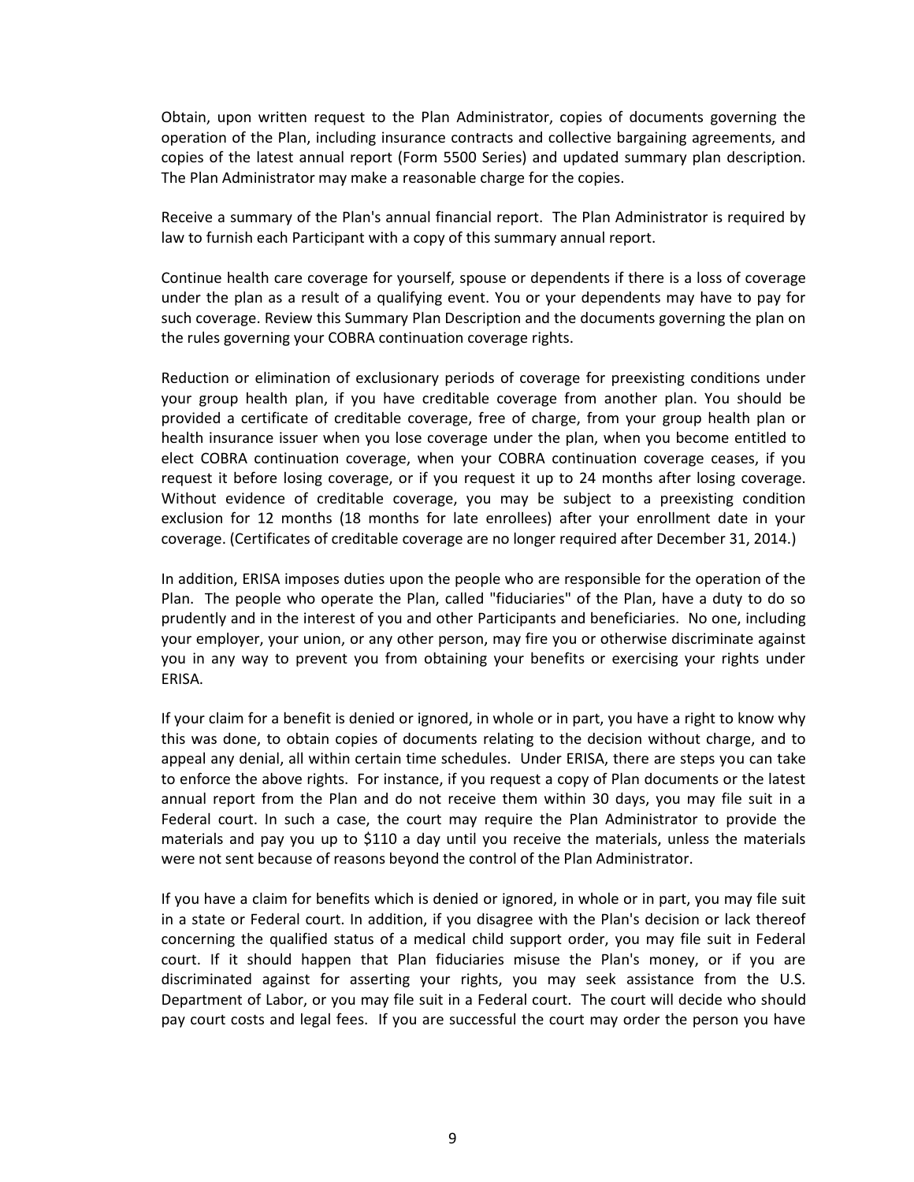Obtain, upon written request to the Plan Administrator, copies of documents governing the operation of the Plan, including insurance contracts and collective bargaining agreements, and copies of the latest annual report (Form 5500 Series) and updated summary plan description. The Plan Administrator may make a reasonable charge for the copies.

Receive a summary of the Plan's annual financial report. The Plan Administrator is required by law to furnish each Participant with a copy of this summary annual report.

Continue health care coverage for yourself, spouse or dependents if there is a loss of coverage under the plan as a result of a qualifying event. You or your dependents may have to pay for such coverage. Review this Summary Plan Description and the documents governing the plan on the rules governing your COBRA continuation coverage rights.

Reduction or elimination of exclusionary periods of coverage for preexisting conditions under your group health plan, if you have creditable coverage from another plan. You should be provided a certificate of creditable coverage, free of charge, from your group health plan or health insurance issuer when you lose coverage under the plan, when you become entitled to elect COBRA continuation coverage, when your COBRA continuation coverage ceases, if you request it before losing coverage, or if you request it up to 24 months after losing coverage. Without evidence of creditable coverage, you may be subject to a preexisting condition exclusion for 12 months (18 months for late enrollees) after your enrollment date in your coverage. (Certificates of creditable coverage are no longer required after December 31, 2014.)

In addition, ERISA imposes duties upon the people who are responsible for the operation of the Plan. The people who operate the Plan, called "fiduciaries" of the Plan, have a duty to do so prudently and in the interest of you and other Participants and beneficiaries. No one, including your employer, your union, or any other person, may fire you or otherwise discriminate against you in any way to prevent you from obtaining your benefits or exercising your rights under ERISA.

If your claim for a benefit is denied or ignored, in whole or in part, you have a right to know why this was done, to obtain copies of documents relating to the decision without charge, and to appeal any denial, all within certain time schedules. Under ERISA, there are steps you can take to enforce the above rights. For instance, if you request a copy of Plan documents or the latest annual report from the Plan and do not receive them within 30 days, you may file suit in a Federal court. In such a case, the court may require the Plan Administrator to provide the materials and pay you up to $110 a day until you receive the materials, unless the materials were not sent because of reasons beyond the control of the Plan Administrator.

If you have a claim for benefits which is denied or ignored, in whole or in part, you may file suit in a state or Federal court. In addition, if you disagree with the Plan's decision or lack thereof concerning the qualified status of a medical child support order, you may file suit in Federal court. If it should happen that Plan fiduciaries misuse the Plan's money, or if you are discriminated against for asserting your rights, you may seek assistance from the U.S. Department of Labor, or you may file suit in a Federal court. The court will decide who should pay court costs and legal fees. If you are successful the court may order the person you have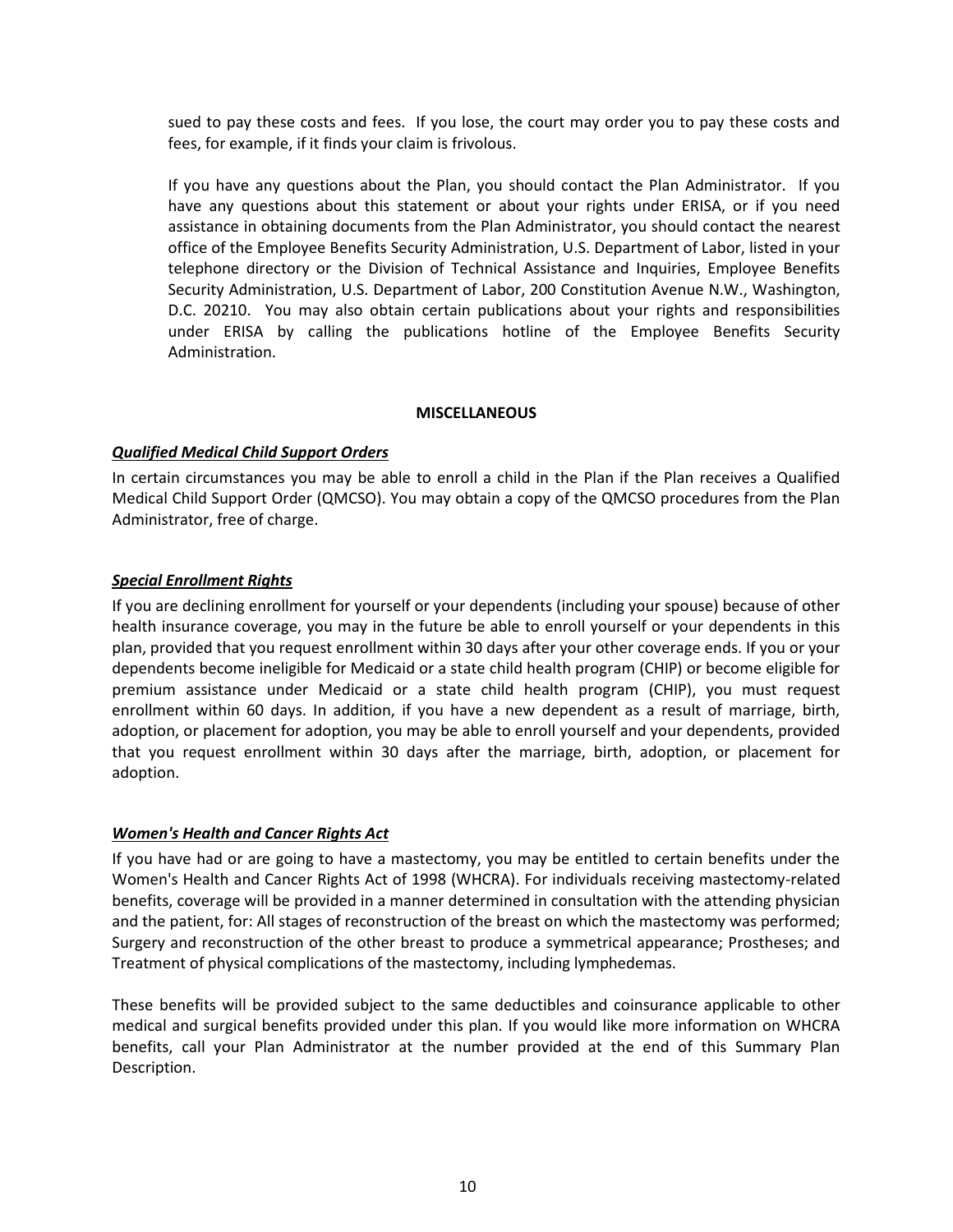sued to pay these costs and fees. If you lose, the court may order you to pay these costs and fees, for example, if it finds your claim is frivolous.

If you have any questions about the Plan, you should contact the Plan Administrator. If you have any questions about this statement or about your rights under ERISA, or if you need assistance in obtaining documents from the Plan Administrator, you should contact the nearest office of the Employee Benefits Security Administration, U.S. Department of Labor, listed in your telephone directory or the Division of Technical Assistance and Inquiries, Employee Benefits Security Administration, U.S. Department of Labor, 200 Constitution Avenue N.W., Washington, D.C. 20210. You may also obtain certain publications about your rights and responsibilities under ERISA by calling the publications hotline of the Employee Benefits Security Administration.

## MISCELLANEOUS

***Qualified Medical Child Support Orders***

In certain circumstances you may be able to enroll a child in the Plan if the Plan receives a Qualified Medical Child Support Order (QMCSO). You may obtain a copy of the QMCSO procedures from the Plan Administrator, free of charge.

***Special Enrollment Rights***

If you are declining enrollment for yourself or your dependents (including your spouse) because of other health insurance coverage, you may in the future be able to enroll yourself or your dependents in this plan, provided that you request enrollment within 30 days after your other coverage ends. If you or your dependents become ineligible for Medicaid or a state child health program (CHIP) or become eligible for premium assistance under Medicaid or a state child health program (CHIP), you must request enrollment within 60 days. In addition, if you have a new dependent as a result of marriage, birth, adoption, or placement for adoption, you may be able to enroll yourself and your dependents, provided that you request enrollment within 30 days after the marriage, birth, adoption, or placement for adoption.

***Women's Health and Cancer Rights Act***

If you have had or are going to have a mastectomy, you may be entitled to certain benefits under the Women's Health and Cancer Rights Act of 1998 (WHCRA). For individuals receiving mastectomy-related benefits, coverage will be provided in a manner determined in consultation with the attending physician and the patient, for: All stages of reconstruction of the breast on which the mastectomy was performed; Surgery and reconstruction of the other breast to produce a symmetrical appearance; Prostheses; and Treatment of physical complications of the mastectomy, including lymphedemas.

These benefits will be provided subject to the same deductibles and coinsurance applicable to other medical and surgical benefits provided under this plan. If you would like more information on WHCRA benefits, call your Plan Administrator at the number provided at the end of this Summary Plan Description.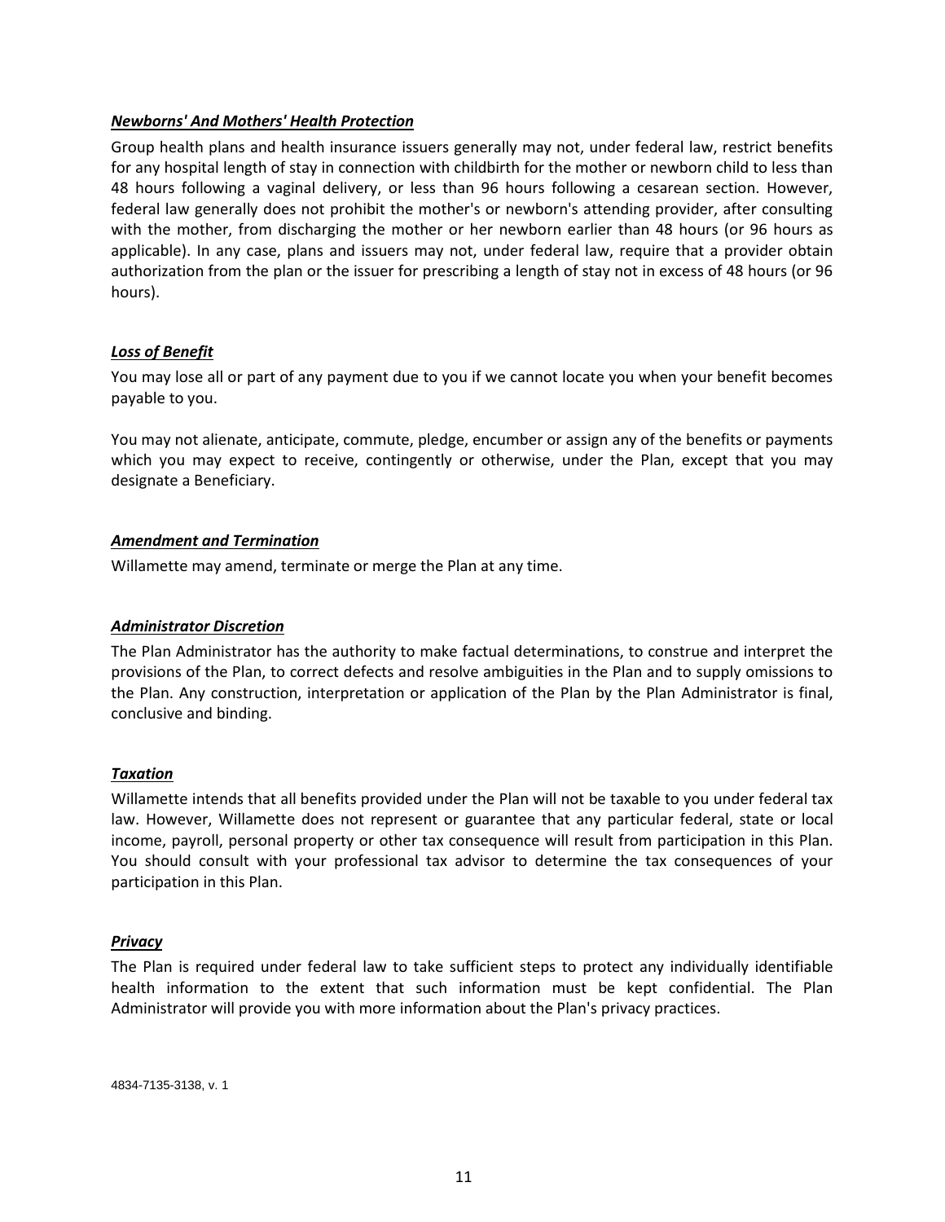***Newborns' And Mothers' Health Protection***

Group health plans and health insurance issuers generally may not, under federal law, restrict benefits for any hospital length of stay in connection with childbirth for the mother or newborn child to less than 48 hours following a vaginal delivery, or less than 96 hours following a cesarean section. However, federal law generally does not prohibit the mother's or newborn's attending provider, after consulting with the mother, from discharging the mother or her newborn earlier than 48 hours (or 96 hours as applicable). In any case, plans and issuers may not, under federal law, require that a provider obtain authorization from the plan or the issuer for prescribing a length of stay not in excess of 48 hours (or 96 hours).

***Loss of Benefit***

You may lose all or part of any payment due to you if we cannot locate you when your benefit becomes payable to you.

You may not alienate, anticipate, commute, pledge, encumber or assign any of the benefits or payments which you may expect to receive, contingently or otherwise, under the Plan, except that you may designate a Beneficiary.

***Amendment and Termination***

Willamette may amend, terminate or merge the Plan at any time.

***Administrator Discretion***

The Plan Administrator has the authority to make factual determinations, to construe and interpret the provisions of the Plan, to correct defects and resolve ambiguities in the Plan and to supply omissions to the Plan. Any construction, interpretation or application of the Plan by the Plan Administrator is final, conclusive and binding.

***Taxation***

Willamette intends that all benefits provided under the Plan will not be taxable to you under federal tax law. However, Willamette does not represent or guarantee that any particular federal, state or local income, payroll, personal property or other tax consequence will result from participation in this Plan. You should consult with your professional tax advisor to determine the tax consequences of your participation in this Plan.

***Privacy***

The Plan is required under federal law to take sufficient steps to protect any individually identifiable health information to the extent that such information must be kept confidential. The Plan Administrator will provide you with more information about the Plan's privacy practices.

4834-7135-3138, v. 1